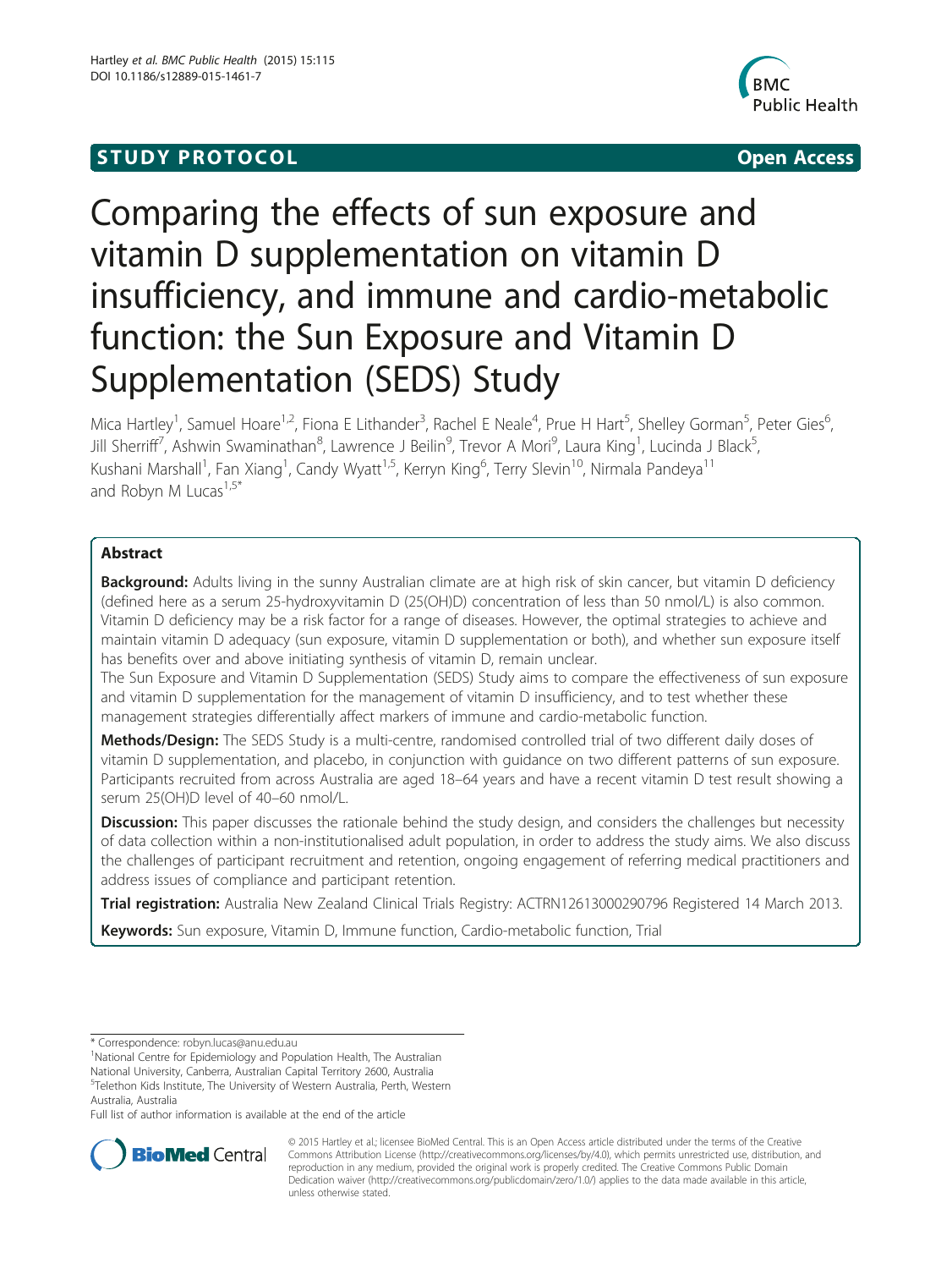STUDY PROTOCOL Open Access

# Comparing the effects of sun exposure and vitamin D supplementation on vitamin D insufficiency, and immune and cardio-metabolic function: the Sun Exposure and Vitamin D Supplementation (SEDS) Study

Mica Hartley[1], Samuel Hoare[1,2], Fiona E Lithander[3], Rachel E Neale[4], Prue H Hart[5], Shelley Gorman[5], Peter Gies[6], Jill Sherriff[7], Ashwin Swaminathan[8], Lawrence J Beilin[9], Trevor A Mori[9], Laura King[1], Lucinda J Black[5], Kushani Marshall[1], Fan Xiang[1], Candy Wyatt[1,5], Kerryn King[6], Terry Slevin[10], Nirmala Pandeya[11] and Robyn M Lucas[1,5*]

## Abstract

**Background:** Adults living in the sunny Australian climate are at high risk of skin cancer, but vitamin D deficiency (defined here as a serum 25-hydroxyvitamin D (25(OH)D) concentration of less than 50 nmol/L) is also common. Vitamin D deficiency may be a risk factor for a range of diseases. However, the optimal strategies to achieve and maintain vitamin D adequacy (sun exposure, vitamin D supplementation or both), and whether sun exposure itself has benefits over and above initiating synthesis of vitamin D, remain unclear.

The Sun Exposure and Vitamin D Supplementation (SEDS) Study aims to compare the effectiveness of sun exposure and vitamin D supplementation for the management of vitamin D insufficiency, and to test whether these management strategies differentially affect markers of immune and cardio-metabolic function.

**Methods/Design:** The SEDS Study is a multi-centre, randomised controlled trial of two different daily doses of vitamin D supplementation, and placebo, in conjunction with guidance on two different patterns of sun exposure. Participants recruited from across Australia are aged 18–64 years and have a recent vitamin D test result showing a serum 25(OH)D level of 40–60 nmol/L.

**Discussion:** This paper discusses the rationale behind the study design, and considers the challenges but necessity of data collection within a non-institutionalised adult population, in order to address the study aims. We also discuss the challenges of participant recruitment and retention, ongoing engagement of referring medical practitioners and address issues of compliance and participant retention.

**Trial registration:** Australia New Zealand Clinical Trials Registry: ACTRN12613000290796 Registered 14 March 2013.

**Keywords:** Sun exposure, Vitamin D, Immune function, Cardio-metabolic function, Trial

\* Correspondence: robyn.lucas@anu.edu.au
[1]National Centre for Epidemiology and Population Health, The Australian National University, Canberra, Australian Capital Territory 2600, Australia
[5]Telethon Kids Institute, The University of Western Australia, Perth, Western Australia, Australia
Full list of author information is available at the end of the article

© 2015 Hartley et al.; licensee BioMed Central. This is an Open Access article distributed under the terms of the Creative Commons Attribution License (http://creativecommons.org/licenses/by/4.0), which permits unrestricted use, distribution, and reproduction in any medium, provided the original work is properly credited. The Creative Commons Public Domain Dedication waiver (http://creativecommons.org/publicdomain/zero/1.0/) applies to the data made available in this article, unless otherwise stated.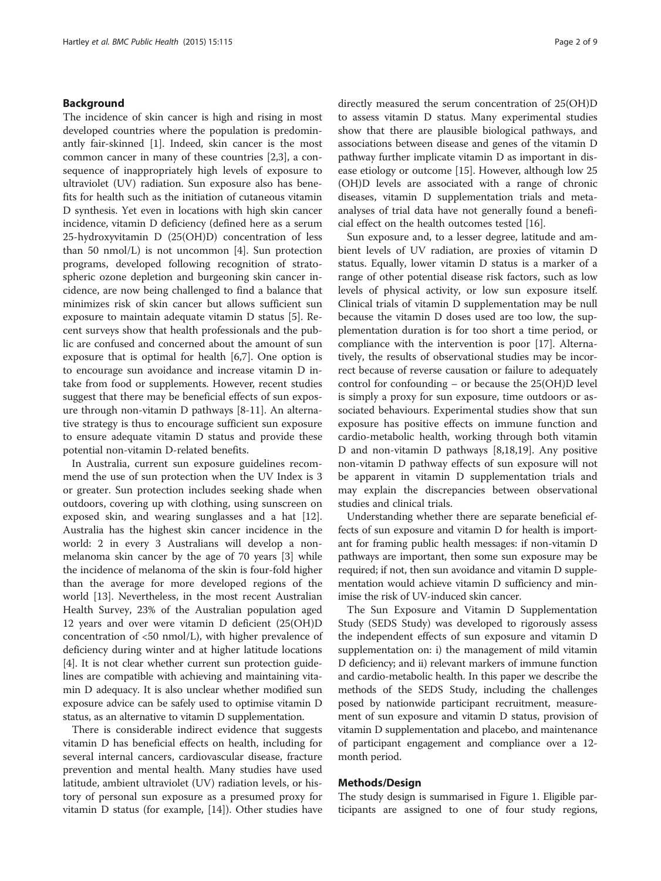## Background

The incidence of skin cancer is high and rising in most developed countries where the population is predominantly fair-skinned [1]. Indeed, skin cancer is the most common cancer in many of these countries [2,3], a consequence of inappropriately high levels of exposure to ultraviolet (UV) radiation. Sun exposure also has benefits for health such as the initiation of cutaneous vitamin D synthesis. Yet even in locations with high skin cancer incidence, vitamin D deficiency (defined here as a serum 25-hydroxyvitamin D (25(OH)D) concentration of less than 50 nmol/L) is not uncommon [4]. Sun protection programs, developed following recognition of stratospheric ozone depletion and burgeoning skin cancer incidence, are now being challenged to find a balance that minimizes risk of skin cancer but allows sufficient sun exposure to maintain adequate vitamin D status [5]. Recent surveys show that health professionals and the public are confused and concerned about the amount of sun exposure that is optimal for health [6,7]. One option is to encourage sun avoidance and increase vitamin D intake from food or supplements. However, recent studies suggest that there may be beneficial effects of sun exposure through non-vitamin D pathways [8-11]. An alternative strategy is thus to encourage sufficient sun exposure to ensure adequate vitamin D status and provide these potential non-vitamin D-related benefits.

In Australia, current sun exposure guidelines recommend the use of sun protection when the UV Index is 3 or greater. Sun protection includes seeking shade when outdoors, covering up with clothing, using sunscreen on exposed skin, and wearing sunglasses and a hat [12]. Australia has the highest skin cancer incidence in the world: 2 in every 3 Australians will develop a non-melanoma skin cancer by the age of 70 years [3] while the incidence of melanoma of the skin is four-fold higher than the average for more developed regions of the world [13]. Nevertheless, in the most recent Australian Health Survey, 23% of the Australian population aged 12 years and over were vitamin D deficient (25(OH)D concentration of <50 nmol/L), with higher prevalence of deficiency during winter and at higher latitude locations [4]. It is not clear whether current sun protection guidelines are compatible with achieving and maintaining vitamin D adequacy. It is also unclear whether modified sun exposure advice can be safely used to optimise vitamin D status, as an alternative to vitamin D supplementation.

There is considerable indirect evidence that suggests vitamin D has beneficial effects on health, including for several internal cancers, cardiovascular disease, fracture prevention and mental health. Many studies have used latitude, ambient ultraviolet (UV) radiation levels, or history of personal sun exposure as a presumed proxy for vitamin D status (for example, [14]). Other studies have directly measured the serum concentration of 25(OH)D to assess vitamin D status. Many experimental studies show that there are plausible biological pathways, and associations between disease and genes of the vitamin D pathway further implicate vitamin D as important in disease etiology or outcome [15]. However, although low 25(OH)D levels are associated with a range of chronic diseases, vitamin D supplementation trials and meta-analyses of trial data have not generally found a beneficial effect on the health outcomes tested [16].

Sun exposure and, to a lesser degree, latitude and ambient levels of UV radiation, are proxies of vitamin D status. Equally, lower vitamin D status is a marker of a range of other potential disease risk factors, such as low levels of physical activity, or low sun exposure itself. Clinical trials of vitamin D supplementation may be null because the vitamin D doses used are too low, the supplementation duration is for too short a time period, or compliance with the intervention is poor [17]. Alternatively, the results of observational studies may be incorrect because of reverse causation or failure to adequately control for confounding – or because the 25(OH)D level is simply a proxy for sun exposure, time outdoors or associated behaviours. Experimental studies show that sun exposure has positive effects on immune function and cardio-metabolic health, working through both vitamin D and non-vitamin D pathways [8,18,19]. Any positive non-vitamin D pathway effects of sun exposure will not be apparent in vitamin D supplementation trials and may explain the discrepancies between observational studies and clinical trials.

Understanding whether there are separate beneficial effects of sun exposure and vitamin D for health is important for framing public health messages: if non-vitamin D pathways are important, then some sun exposure may be required; if not, then sun avoidance and vitamin D supplementation would achieve vitamin D sufficiency and minimise the risk of UV-induced skin cancer.

The Sun Exposure and Vitamin D Supplementation Study (SEDS Study) was developed to rigorously assess the independent effects of sun exposure and vitamin D supplementation on: i) the management of mild vitamin D deficiency; and ii) relevant markers of immune function and cardio-metabolic health. In this paper we describe the methods of the SEDS Study, including the challenges posed by nationwide participant recruitment, measurement of sun exposure and vitamin D status, provision of vitamin D supplementation and placebo, and maintenance of participant engagement and compliance over a 12-month period.

## Methods/Design

The study design is summarised in Figure 1. Eligible participants are assigned to one of four study regions,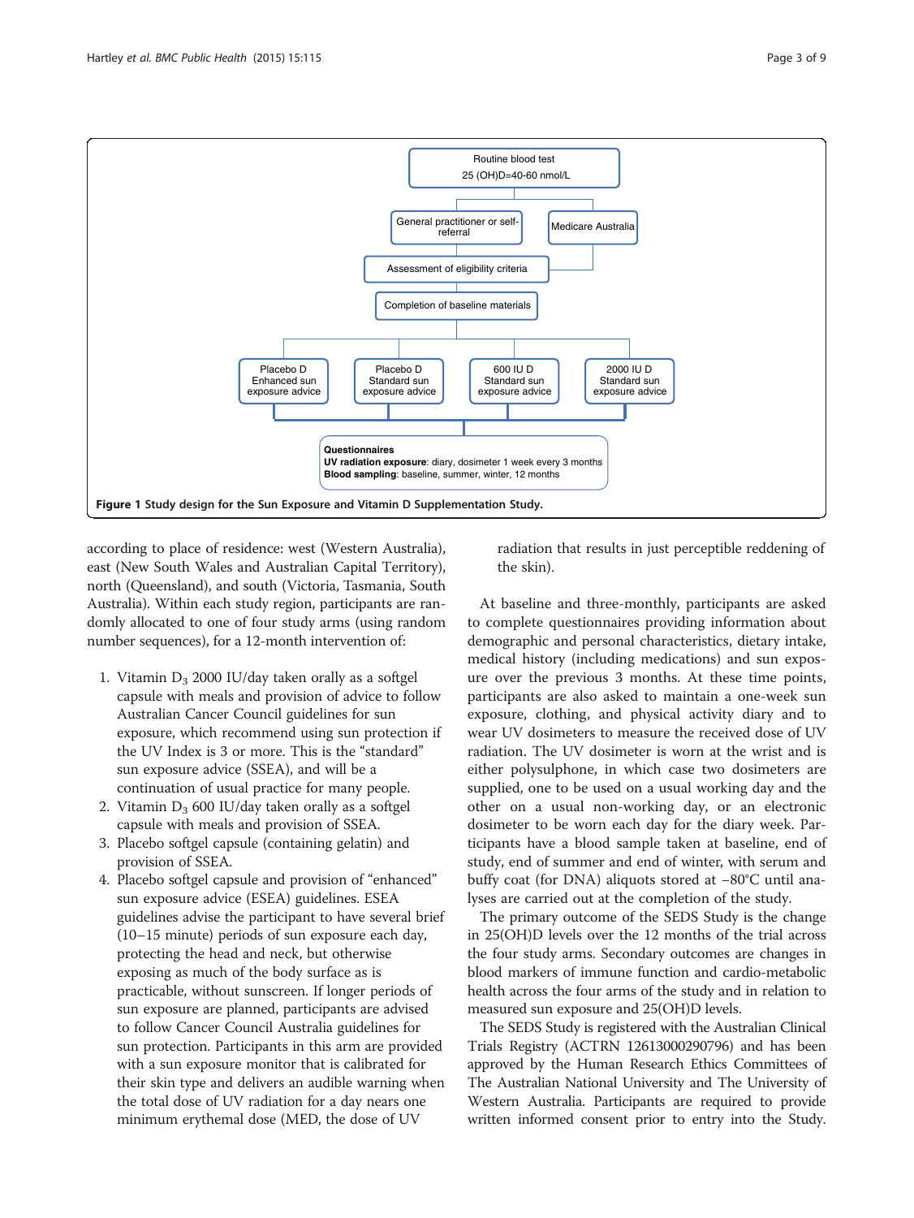Routine blood test

25 (OH)D=40-60 nmol/L

General practitioner or self-referral

Medicare Australia

Assessment of eligibility criteria

Completion of baseline materials

Placebo D Enhanced sun exposure advice

Placebo D Standard sun exposure advice

600 IU D Standard sun exposure advice

2000 IU D Standard sun exposure advice

**Questionnaires**
**UV radiation exposure**: diary, dosimeter 1 week every 3 months
**Blood sampling**: baseline, summer, winter, 12 months

**Figure 1** Study design for the Sun Exposure and Vitamin D Supplementation Study.

according to place of residence: west (Western Australia), east (New South Wales and Australian Capital Territory), north (Queensland), and south (Victoria, Tasmania, South Australia). Within each study region, participants are randomly allocated to one of four study arms (using random number sequences), for a 12-month intervention of:

1. Vitamin $D_3$ 2000 IU/day taken orally as a softgel capsule with meals and provision of advice to follow Australian Cancer Council guidelines for sun exposure, which recommend using sun protection if the UV Index is 3 or more. This is the "standard" sun exposure advice (SSEA), and will be a continuation of usual practice for many people.
2. Vitamin $D_3$ 600 IU/day taken orally as a softgel capsule with meals and provision of SSEA.
3. Placebo softgel capsule (containing gelatin) and provision of SSEA.
4. Placebo softgel capsule and provision of "enhanced" sun exposure advice (ESEA) guidelines. ESEA guidelines advise the participant to have several brief (10–15 minute) periods of sun exposure each day, protecting the head and neck, but otherwise exposing as much of the body surface as is practicable, without sunscreen. If longer periods of sun exposure are planned, participants are advised to follow Cancer Council Australia guidelines for sun protection. Participants in this arm are provided with a sun exposure monitor that is calibrated for their skin type and delivers an audible warning when the total dose of UV radiation for a day nears one minimum erythemal dose (MED, the dose of UV radiation that results in just perceptible reddening of the skin).

At baseline and three-monthly, participants are asked to complete questionnaires providing information about demographic and personal characteristics, dietary intake, medical history (including medications) and sun exposure over the previous 3 months. At these time points, participants are also asked to maintain a one-week sun exposure, clothing, and physical activity diary and to wear UV dosimeters to measure the received dose of UV radiation. The UV dosimeter is worn at the wrist and is either polysulphone, in which case two dosimeters are supplied, one to be used on a usual working day and the other on a usual non-working day, or an electronic dosimeter to be worn each day for the diary week. Participants have a blood sample taken at baseline, end of study, end of summer and end of winter, with serum and buffy coat (for DNA) aliquots stored at −80°C until analyses are carried out at the completion of the study.

The primary outcome of the SEDS Study is the change in 25(OH)D levels over the 12 months of the trial across the four study arms. Secondary outcomes are changes in blood markers of immune function and cardio-metabolic health across the four arms of the study and in relation to measured sun exposure and 25(OH)D levels.

The SEDS Study is registered with the Australian Clinical Trials Registry (ACTRN 12613000290796) and has been approved by the Human Research Ethics Committees of The Australian National University and The University of Western Australia. Participants are required to provide written informed consent prior to entry into the Study.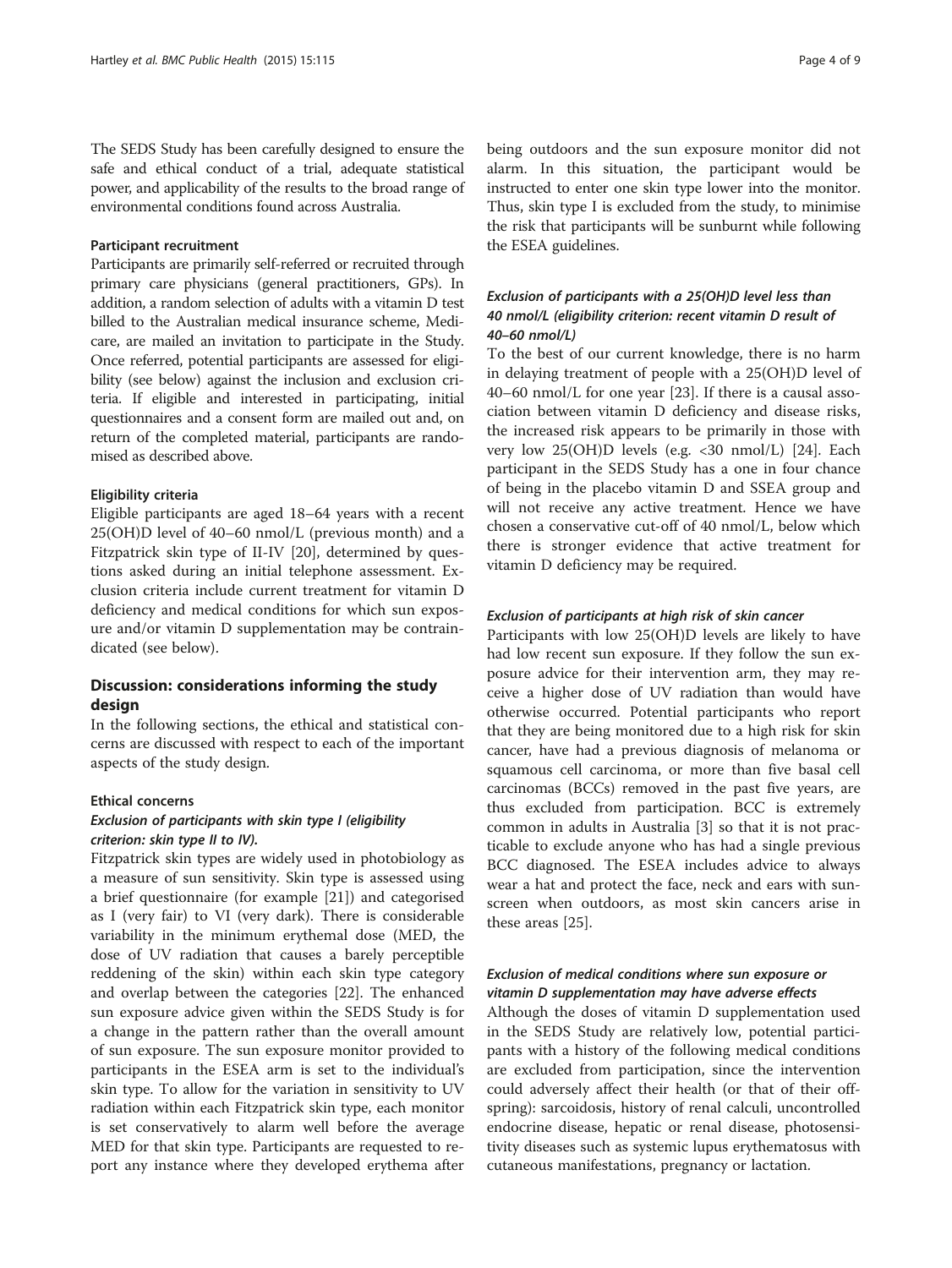The SEDS Study has been carefully designed to ensure the safe and ethical conduct of a trial, adequate statistical power, and applicability of the results to the broad range of environmental conditions found across Australia.

#### Participant recruitment

Participants are primarily self-referred or recruited through primary care physicians (general practitioners, GPs). In addition, a random selection of adults with a vitamin D test billed to the Australian medical insurance scheme, Medicare, are mailed an invitation to participate in the Study. Once referred, potential participants are assessed for eligibility (see below) against the inclusion and exclusion criteria. If eligible and interested in participating, initial questionnaires and a consent form are mailed out and, on return of the completed material, participants are randomised as described above.

#### Eligibility criteria

Eligible participants are aged 18–64 years with a recent 25(OH)D level of 40–60 nmol/L (previous month) and a Fitzpatrick skin type of II-IV [20], determined by questions asked during an initial telephone assessment. Exclusion criteria include current treatment for vitamin D deficiency and medical conditions for which sun exposure and/or vitamin D supplementation may be contraindicated (see below).

## Discussion: considerations informing the study design

In the following sections, the ethical and statistical concerns are discussed with respect to each of the important aspects of the study design.

#### Ethical concerns

##### *Exclusion of participants with skin type I (eligibility criterion: skin type II to IV).*

Fitzpatrick skin types are widely used in photobiology as a measure of sun sensitivity. Skin type is assessed using a brief questionnaire (for example [21]) and categorised as I (very fair) to VI (very dark). There is considerable variability in the minimum erythemal dose (MED, the dose of UV radiation that causes a barely perceptible reddening of the skin) within each skin type category and overlap between the categories [22]. The enhanced sun exposure advice given within the SEDS Study is for a change in the pattern rather than the overall amount of sun exposure. The sun exposure monitor provided to participants in the ESEA arm is set to the individual's skin type. To allow for the variation in sensitivity to UV radiation within each Fitzpatrick skin type, each monitor is set conservatively to alarm well before the average MED for that skin type. Participants are requested to report any instance where they developed erythema after being outdoors and the sun exposure monitor did not alarm. In this situation, the participant would be instructed to enter one skin type lower into the monitor. Thus, skin type I is excluded from the study, to minimise the risk that participants will be sunburnt while following the ESEA guidelines.

##### *Exclusion of participants with a 25(OH)D level less than 40 nmol/L (eligibility criterion: recent vitamin D result of 40–60 nmol/L)*

To the best of our current knowledge, there is no harm in delaying treatment of people with a 25(OH)D level of 40–60 nmol/L for one year [23]. If there is a causal association between vitamin D deficiency and disease risks, the increased risk appears to be primarily in those with very low 25(OH)D levels (e.g. <30 nmol/L) [24]. Each participant in the SEDS Study has a one in four chance of being in the placebo vitamin D and SSEA group and will not receive any active treatment. Hence we have chosen a conservative cut-off of 40 nmol/L, below which there is stronger evidence that active treatment for vitamin D deficiency may be required.

##### *Exclusion of participants at high risk of skin cancer*

Participants with low 25(OH)D levels are likely to have had low recent sun exposure. If they follow the sun exposure advice for their intervention arm, they may receive a higher dose of UV radiation than would have otherwise occurred. Potential participants who report that they are being monitored due to a high risk for skin cancer, have had a previous diagnosis of melanoma or squamous cell carcinoma, or more than five basal cell carcinomas (BCCs) removed in the past five years, are thus excluded from participation. BCC is extremely common in adults in Australia [3] so that it is not practicable to exclude anyone who has had a single previous BCC diagnosed. The ESEA includes advice to always wear a hat and protect the face, neck and ears with sunscreen when outdoors, as most skin cancers arise in these areas [25].

##### *Exclusion of medical conditions where sun exposure or vitamin D supplementation may have adverse effects*

Although the doses of vitamin D supplementation used in the SEDS Study are relatively low, potential participants with a history of the following medical conditions are excluded from participation, since the intervention could adversely affect their health (or that of their offspring): sarcoidosis, history of renal calculi, uncontrolled endocrine disease, hepatic or renal disease, photosensitivity diseases such as systemic lupus erythematosus with cutaneous manifestations, pregnancy or lactation.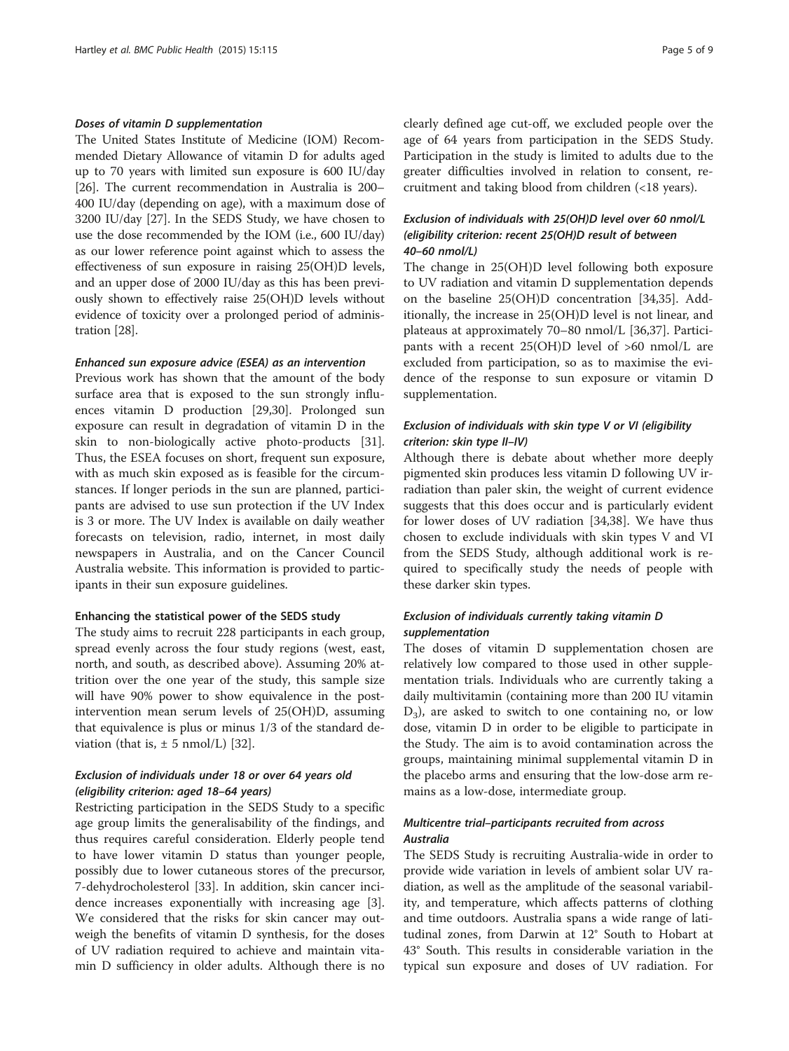#### *Doses of vitamin D supplementation*

The United States Institute of Medicine (IOM) Recommended Dietary Allowance of vitamin D for adults aged up to 70 years with limited sun exposure is 600 IU/day [26]. The current recommendation in Australia is 200–400 IU/day (depending on age), with a maximum dose of 3200 IU/day [27]. In the SEDS Study, we have chosen to use the dose recommended by the IOM (i.e., 600 IU/day) as our lower reference point against which to assess the effectiveness of sun exposure in raising 25(OH)D levels, and an upper dose of 2000 IU/day as this has been previously shown to effectively raise 25(OH)D levels without evidence of toxicity over a prolonged period of administration [28].

#### *Enhanced sun exposure advice (ESEA) as an intervention*

Previous work has shown that the amount of the body surface area that is exposed to the sun strongly influences vitamin D production [29,30]. Prolonged sun exposure can result in degradation of vitamin D in the skin to non-biologically active photo-products [31]. Thus, the ESEA focuses on short, frequent sun exposure, with as much skin exposed as is feasible for the circumstances. If longer periods in the sun are planned, participants are advised to use sun protection if the UV Index is 3 or more. The UV Index is available on daily weather forecasts on television, radio, internet, in most daily newspapers in Australia, and on the Cancer Council Australia website. This information is provided to participants in their sun exposure guidelines.

### Enhancing the statistical power of the SEDS study

The study aims to recruit 228 participants in each group, spread evenly across the four study regions (west, east, north, and south, as described above). Assuming 20% attrition over the one year of the study, this sample size will have 90% power to show equivalence in the post-intervention mean serum levels of 25(OH)D, assuming that equivalence is plus or minus 1/3 of the standard deviation (that is, $\pm$ 5 nmol/L) [32].

#### *Exclusion of individuals under 18 or over 64 years old (eligibility criterion: aged 18–64 years)*

Restricting participation in the SEDS Study to a specific age group limits the generalisability of the findings, and thus requires careful consideration. Elderly people tend to have lower vitamin D status than younger people, possibly due to lower cutaneous stores of the precursor, 7-dehydrocholesterol [33]. In addition, skin cancer incidence increases exponentially with increasing age [3]. We considered that the risks for skin cancer may outweigh the benefits of vitamin D synthesis, for the doses of UV radiation required to achieve and maintain vitamin D sufficiency in older adults. Although there is no clearly defined age cut-off, we excluded people over the age of 64 years from participation in the SEDS Study. Participation in the study is limited to adults due to the greater difficulties involved in relation to consent, recruitment and taking blood from children (<18 years).

#### *Exclusion of individuals with 25(OH)D level over 60 nmol/L (eligibility criterion: recent 25(OH)D result of between 40–60 nmol/L)*

The change in 25(OH)D level following both exposure to UV radiation and vitamin D supplementation depends on the baseline 25(OH)D concentration [34,35]. Additionally, the increase in 25(OH)D level is not linear, and plateaus at approximately 70–80 nmol/L [36,37]. Participants with a recent 25(OH)D level of >60 nmol/L are excluded from participation, so as to maximise the evidence of the response to sun exposure or vitamin D supplementation.

#### *Exclusion of individuals with skin type V or VI (eligibility criterion: skin type II–IV)*

Although there is debate about whether more deeply pigmented skin produces less vitamin D following UV irradiation than paler skin, the weight of current evidence suggests that this does occur and is particularly evident for lower doses of UV radiation [34,38]. We have thus chosen to exclude individuals with skin types V and VI from the SEDS Study, although additional work is required to specifically study the needs of people with these darker skin types.

#### *Exclusion of individuals currently taking vitamin D supplementation*

The doses of vitamin D supplementation chosen are relatively low compared to those used in other supplementation trials. Individuals who are currently taking a daily multivitamin (containing more than 200 IU vitamin $D_3$), are asked to switch to one containing no, or low dose, vitamin D in order to be eligible to participate in the Study. The aim is to avoid contamination across the groups, maintaining minimal supplemental vitamin D in the placebo arms and ensuring that the low-dose arm remains as a low-dose, intermediate group.

#### *Multicentre trial–participants recruited from across Australia*

The SEDS Study is recruiting Australia-wide in order to provide wide variation in levels of ambient solar UV radiation, as well as the amplitude of the seasonal variability, and temperature, which affects patterns of clothing and time outdoors. Australia spans a wide range of latitudinal zones, from Darwin at 12° South to Hobart at 43° South. This results in considerable variation in the typical sun exposure and doses of UV radiation. For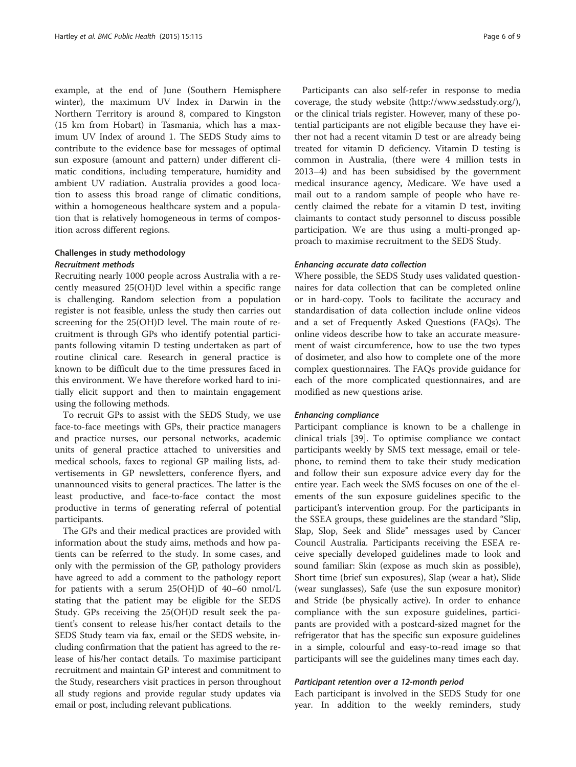example, at the end of June (Southern Hemisphere winter), the maximum UV Index in Darwin in the Northern Territory is around 8, compared to Kingston (15 km from Hobart) in Tasmania, which has a maximum UV Index of around 1. The SEDS Study aims to contribute to the evidence base for messages of optimal sun exposure (amount and pattern) under different climatic conditions, including temperature, humidity and ambient UV radiation. Australia provides a good location to assess this broad range of climatic conditions, within a homogeneous healthcare system and a population that is relatively homogeneous in terms of composition across different regions.

## Challenges in study methodology

### Recruitment methods

Recruiting nearly 1000 people across Australia with a recently measured 25(OH)D level within a specific range is challenging. Random selection from a population register is not feasible, unless the study then carries out screening for the 25(OH)D level. The main route of recruitment is through GPs who identify potential participants following vitamin D testing undertaken as part of routine clinical care. Research in general practice is known to be difficult due to the time pressures faced in this environment. We have therefore worked hard to initially elicit support and then to maintain engagement using the following methods.

To recruit GPs to assist with the SEDS Study, we use face-to-face meetings with GPs, their practice managers and practice nurses, our personal networks, academic units of general practice attached to universities and medical schools, faxes to regional GP mailing lists, advertisements in GP newsletters, conference flyers, and unannounced visits to general practices. The latter is the least productive, and face-to-face contact the most productive in terms of generating referral of potential participants.

The GPs and their medical practices are provided with information about the study aims, methods and how patients can be referred to the study. In some cases, and only with the permission of the GP, pathology providers have agreed to add a comment to the pathology report for patients with a serum 25(OH)D of 40–60 nmol/L stating that the patient may be eligible for the SEDS Study. GPs receiving the 25(OH)D result seek the patient's consent to release his/her contact details to the SEDS Study team via fax, email or the SEDS website, including confirmation that the patient has agreed to the release of his/her contact details. To maximise participant recruitment and maintain GP interest and commitment to the Study, researchers visit practices in person throughout all study regions and provide regular study updates via email or post, including relevant publications.

Participants can also self-refer in response to media coverage, the study website (http://www.sedsstudy.org/), or the clinical trials register. However, many of these potential participants are not eligible because they have either not had a recent vitamin D test or are already being treated for vitamin D deficiency. Vitamin D testing is common in Australia, (there were 4 million tests in 2013–4) and has been subsidised by the government medical insurance agency, Medicare. We have used a mail out to a random sample of people who have recently claimed the rebate for a vitamin D test, inviting claimants to contact study personnel to discuss possible participation. We are thus using a multi-pronged approach to maximise recruitment to the SEDS Study.

### Enhancing accurate data collection

Where possible, the SEDS Study uses validated questionnaires for data collection that can be completed online or in hard-copy. Tools to facilitate the accuracy and standardisation of data collection include online videos and a set of Frequently Asked Questions (FAQs). The online videos describe how to take an accurate measurement of waist circumference, how to use the two types of dosimeter, and also how to complete one of the more complex questionnaires. The FAQs provide guidance for each of the more complicated questionnaires, and are modified as new questions arise.

### Enhancing compliance

Participant compliance is known to be a challenge in clinical trials [39]. To optimise compliance we contact participants weekly by SMS text message, email or telephone, to remind them to take their study medication and follow their sun exposure advice every day for the entire year. Each week the SMS focuses on one of the elements of the sun exposure guidelines specific to the participant's intervention group. For the participants in the SSEA groups, these guidelines are the standard "Slip, Slap, Slop, Seek and Slide" messages used by Cancer Council Australia. Participants receiving the ESEA receive specially developed guidelines made to look and sound familiar: Skin (expose as much skin as possible), Short time (brief sun exposures), Slap (wear a hat), Slide (wear sunglasses), Safe (use the sun exposure monitor) and Stride (be physically active). In order to enhance compliance with the sun exposure guidelines, participants are provided with a postcard-sized magnet for the refrigerator that has the specific sun exposure guidelines in a simple, colourful and easy-to-read image so that participants will see the guidelines many times each day.

### Participant retention over a 12-month period

Each participant is involved in the SEDS Study for one year. In addition to the weekly reminders, study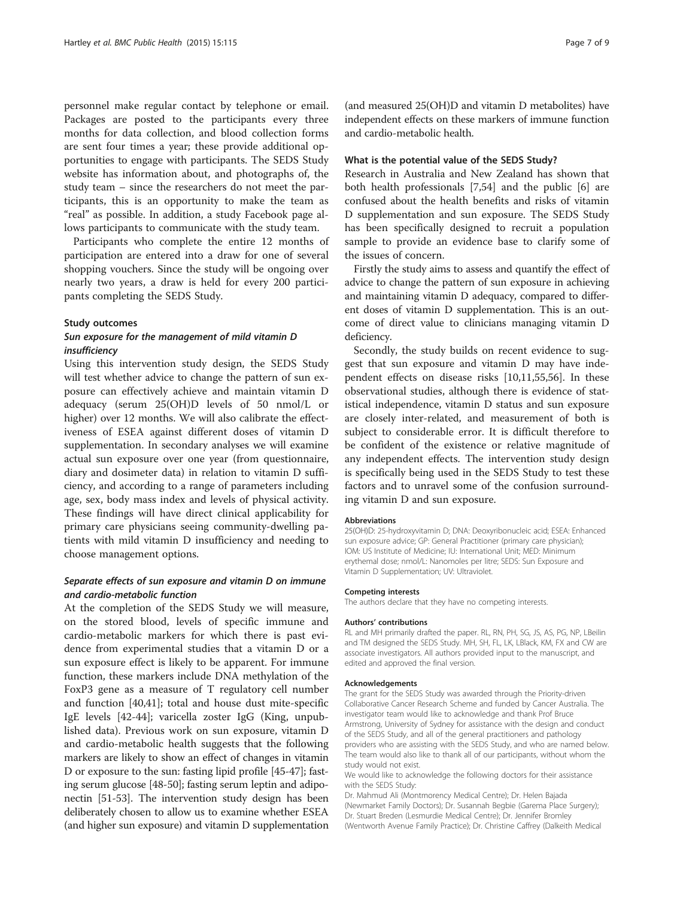personnel make regular contact by telephone or email. Packages are posted to the participants every three months for data collection, and blood collection forms are sent four times a year; these provide additional opportunities to engage with participants. The SEDS Study website has information about, and photographs of, the study team – since the researchers do not meet the participants, this is an opportunity to make the team as "real" as possible. In addition, a study Facebook page allows participants to communicate with the study team.

Participants who complete the entire 12 months of participation are entered into a draw for one of several shopping vouchers. Since the study will be ongoing over nearly two years, a draw is held for every 200 participants completing the SEDS Study.

### Study outcomes

#### *Sun exposure for the management of mild vitamin D insufficiency*

Using this intervention study design, the SEDS Study will test whether advice to change the pattern of sun exposure can effectively achieve and maintain vitamin D adequacy (serum 25(OH)D levels of 50 nmol/L or higher) over 12 months. We will also calibrate the effectiveness of ESEA against different doses of vitamin D supplementation. In secondary analyses we will examine actual sun exposure over one year (from questionnaire, diary and dosimeter data) in relation to vitamin D sufficiency, and according to a range of parameters including age, sex, body mass index and levels of physical activity. These findings will have direct clinical applicability for primary care physicians seeing community-dwelling patients with mild vitamin D insufficiency and needing to choose management options.

#### *Separate effects of sun exposure and vitamin D on immune and cardio-metabolic function*

At the completion of the SEDS Study we will measure, on the stored blood, levels of specific immune and cardio-metabolic markers for which there is past evidence from experimental studies that a vitamin D or a sun exposure effect is likely to be apparent. For immune function, these markers include DNA methylation of the FoxP3 gene as a measure of T regulatory cell number and function [40,41]; total and house dust mite-specific IgE levels [42-44]; varicella zoster IgG (King, unpublished data). Previous work on sun exposure, vitamin D and cardio-metabolic health suggests that the following markers are likely to show an effect of changes in vitamin D or exposure to the sun: fasting lipid profile [45-47]; fasting serum glucose [48-50]; fasting serum leptin and adiponectin [51-53]. The intervention study design has been deliberately chosen to allow us to examine whether ESEA (and higher sun exposure) and vitamin D supplementation (and measured 25(OH)D and vitamin D metabolites) have independent effects on these markers of immune function and cardio-metabolic health.

### What is the potential value of the SEDS Study?

Research in Australia and New Zealand has shown that both health professionals [7,54] and the public [6] are confused about the health benefits and risks of vitamin D supplementation and sun exposure. The SEDS Study has been specifically designed to recruit a population sample to provide an evidence base to clarify some of the issues of concern.

Firstly the study aims to assess and quantify the effect of advice to change the pattern of sun exposure in achieving and maintaining vitamin D adequacy, compared to different doses of vitamin D supplementation. This is an outcome of direct value to clinicians managing vitamin D deficiency.

Secondly, the study builds on recent evidence to suggest that sun exposure and vitamin D may have independent effects on disease risks [10,11,55,56]. In these observational studies, although there is evidence of statistical independence, vitamin D status and sun exposure are closely inter-related, and measurement of both is subject to considerable error. It is difficult therefore to be confident of the existence or relative magnitude of any independent effects. The intervention study design is specifically being used in the SEDS Study to test these factors and to unravel some of the confusion surrounding vitamin D and sun exposure.

#### Abbreviations

25(OH)D: 25-hydroxyvitamin D; DNA: Deoxyribonucleic acid; ESEA: Enhanced sun exposure advice; GP: General Practitioner (primary care physician); IOM: US Institute of Medicine; IU: International Unit; MED: Minimum erythemal dose; nmol/L: Nanomoles per litre; SEDS: Sun Exposure and Vitamin D Supplementation; UV: Ultraviolet.

#### Competing interests

The authors declare that they have no competing interests.

#### Authors' contributions

RL and MH primarily drafted the paper. RL, RN, PH, SG, JS, AS, PG, NP, LBeilin and TM designed the SEDS Study. MH, SH, FL, LK, LBlack, KM, FX and CW are associate investigators. All authors provided input to the manuscript, and edited and approved the final version.

#### Acknowledgements

The grant for the SEDS Study was awarded through the Priority-driven Collaborative Cancer Research Scheme and funded by Cancer Australia. The investigator team would like to acknowledge and thank Prof Bruce Armstrong, University of Sydney for assistance with the design and conduct of the SEDS Study, and all of the general practitioners and pathology providers who are assisting with the SEDS Study, and who are named below. The team would also like to thank all of our participants, without whom the study would not exist.

We would like to acknowledge the following doctors for their assistance with the SEDS Study:

Dr. Mahmud Ali (Montmorency Medical Centre); Dr. Helen Bajada (Newmarket Family Doctors); Dr. Susannah Begbie (Garema Place Surgery); Dr. Stuart Breden (Lesmurdie Medical Centre); Dr. Jennifer Bromley (Wentworth Avenue Family Practice); Dr. Christine Caffrey (Dalkeith Medical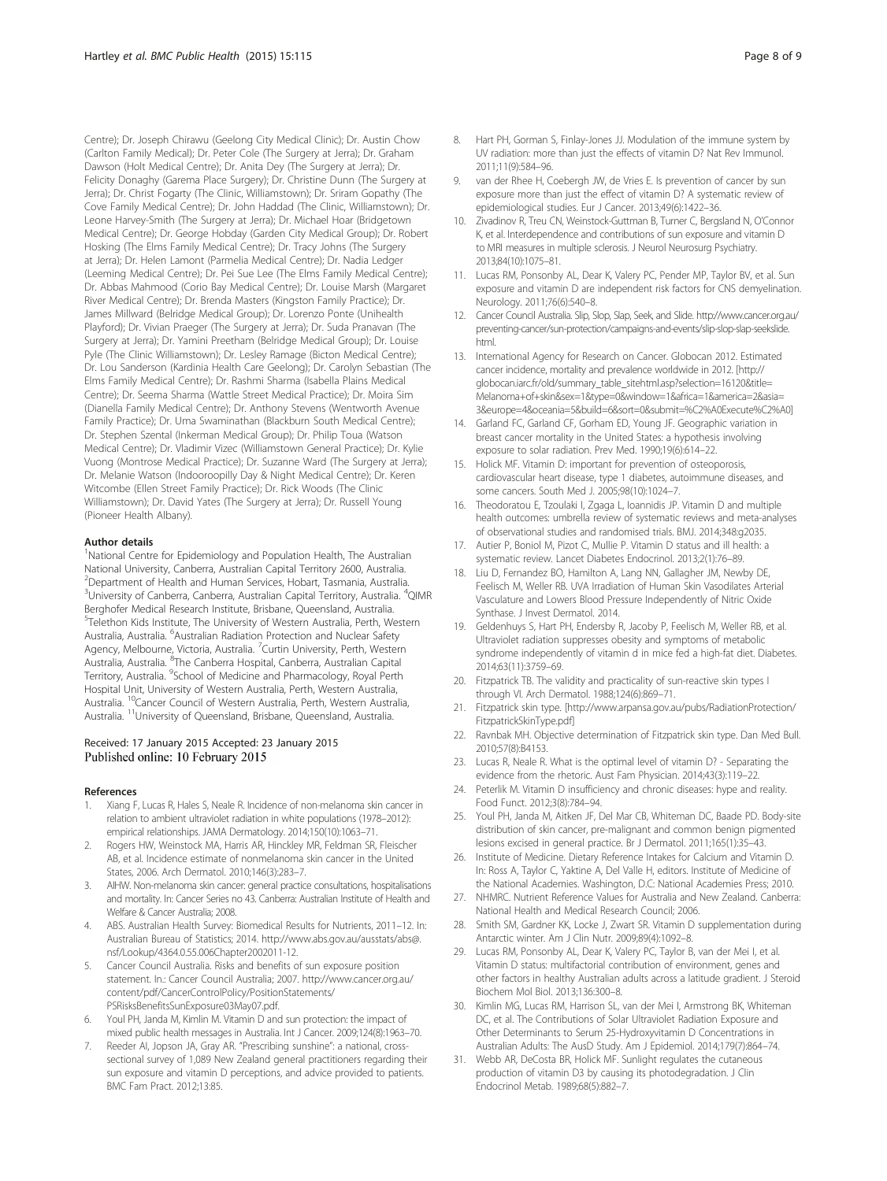Centre); Dr. Joseph Chirawu (Geelong City Medical Clinic); Dr. Austin Chow (Carlton Family Medical); Dr. Peter Cole (The Surgery at Jerra); Dr. Graham Dawson (Holt Medical Centre); Dr. Anita Dey (The Surgery at Jerra); Dr. Felicity Donaghy (Garema Place Surgery); Dr. Christine Dunn (The Surgery at Jerra); Dr. Christ Fogarty (The Clinic, Williamstown); Dr. Sriram Gopathy (The Cove Family Medical Centre); Dr. John Haddad (The Clinic, Williamstown); Dr. Leone Harvey-Smith (The Surgery at Jerra); Dr. Michael Hoar (Bridgetown Medical Centre); Dr. George Hobday (Garden City Medical Group); Dr. Robert Hosking (The Elms Family Medical Centre); Dr. Tracy Johns (The Surgery at Jerra); Dr. Helen Lamont (Parmelia Medical Centre); Dr. Nadia Ledger (Leeming Medical Centre); Dr. Pei Sue Lee (The Elms Family Medical Centre); Dr. Abbas Mahmood (Corio Bay Medical Centre); Dr. Louise Marsh (Margaret River Medical Centre); Dr. Brenda Masters (Kingston Family Practice); Dr. James Millward (Belridge Medical Group); Dr. Lorenzo Ponte (Unihealth Playford); Dr. Vivian Praeger (The Surgery at Jerra); Dr. Suda Pranavan (The Surgery at Jerra); Dr. Yamini Preetham (Belridge Medical Group); Dr. Louise Pyle (The Clinic Williamstown); Dr. Lesley Ramage (Bicton Medical Centre); Dr. Lou Sanderson (Kardinia Health Care Geelong); Dr. Carolyn Sebastian (The Elms Family Medical Centre); Dr. Rashmi Sharma (Isabella Plains Medical Centre); Dr. Seema Sharma (Wattle Street Medical Practice); Dr. Moira Sim (Dianella Family Medical Centre); Dr. Anthony Stevens (Wentworth Avenue Family Practice); Dr. Uma Swaminathan (Blackburn South Medical Centre); Dr. Stephen Szental (Inkerman Medical Group); Dr. Philip Toua (Watson Medical Centre); Dr. Vladimir Vizec (Williamstown General Practice); Dr. Kylie Vuong (Montrose Medical Practice); Dr. Suzanne Ward (The Surgery at Jerra); Dr. Melanie Watson (Indooroopilly Day & Night Medical Centre); Dr. Keren Witcombe (Ellen Street Family Practice); Dr. Rick Woods (The Clinic Williamstown); Dr. David Yates (The Surgery at Jerra); Dr. Russell Young (Pioneer Health Albany).

#### Author details

[1]National Centre for Epidemiology and Population Health, The Australian National University, Canberra, Australian Capitol Territory 2600, Australia. [2]Department of Health and Human Services, Hobart, Tasmania, Australia. [3]University of Canberra, Canberra, Australian Capital Territory, Australia. [4]QIMR Berghofer Medical Research Institute, Brisbane, Queensland, Australia. [5]Telethon Kids Institute, The University of Western Australia, Perth, Western Australia, Australia. [6]Australian Radiation Protection and Nuclear Safety Agency, Melbourne, Victoria, Australia. [7]Curtin University, Perth, Western Australia, Australia. [8]The Canberra Hospital, Canberra, Australian Capital Territory, Australia. [9]School of Medicine and Pharmacology, Royal Perth Hospital Unit, University of Western Australia, Perth, Western Australia, Australia. [10]Cancer Council of Western Australia, Perth, Western Australia, Australia. [11]University of Queensland, Brisbane, Queensland, Australia.

Received: 17 January 2015 Accepted: 23 January 2015
Published online: 10 February 2015

#### References

1. Xiang F, Lucas R, Hales S, Neale R. Incidence of non-melanoma skin cancer in relation to ambient ultraviolet radiation in white populations (1978–2012): empirical relationships. JAMA Dermatology. 2014;150(10):1063–71.
2. Rogers HW, Weinstock MA, Harris AR, Hinckley MR, Feldman SR, Fleischer AB, et al. Incidence estimate of nonmelanoma skin cancer in the United States, 2006. Arch Dermatol. 2010;146(3):283–7.
3. AIHW. Non-melanoma skin cancer: general practice consultations, hospitalisations and mortality. In: Cancer Series no 43. Canberra: Australian Institute of Health and Welfare & Cancer Australia; 2008.
4. ABS. Australian Health Survey: Biomedical Results for Nutrients, 2011–12. In: Australian Bureau of Statistics; 2014. http://www.abs.gov.au/ausstats/abs@.nsf/Lookup/4364.0.55.006Chapter2002011-12.
5. Cancer Council Australia. Risks and benefits of sun exposure position statement. In.: Cancer Council Australia; 2007. http://www.cancer.org.au/content/pdf/CancerControlPolicy/PositionStatements/PSRisksBenefitsSunExposure03May07.pdf.
6. Youl PH, Janda M, Kimlin M. Vitamin D and sun protection: the impact of mixed public health messages in Australia. Int J Cancer. 2009;124(8):1963–70.
7. Reeder AI, Jopson JA, Gray AR. "Prescribing sunshine": a national, cross-sectional survey of 1,089 New Zealand general practitioners regarding their sun exposure and vitamin D perceptions, and advice provided to patients. BMC Fam Pract. 2012;13:85.
8. Hart PH, Gorman S, Finlay-Jones JJ. Modulation of the immune system by UV radiation: more than just the effects of vitamin D? Nat Rev Immunol. 2011;11(9):584–96.
9. van der Rhee H, Coebergh JW, de Vries E. Is prevention of cancer by sun exposure more than just the effect of vitamin D? A systematic review of epidemiological studies. Eur J Cancer. 2013;49(6):1422–36.
10. Zivadinov R, Treu CN, Weinstock-Guttman B, Turner C, Bergsland N, O'Connor K, et al. Interdependence and contributions of sun exposure and vitamin D to MRI measures in multiple sclerosis. J Neurol Neurosurg Psychiatry. 2013;84(10):1075–81.
11. Lucas RM, Ponsonby AL, Dear K, Valery PC, Pender MP, Taylor BV, et al. Sun exposure and vitamin D are independent risk factors for CNS demyelination. Neurology. 2011;76(6):540–8.
12. Cancer Council Australia. Slip, Slop, Slap, Seek, and Slide. http://www.cancer.org.au/preventing-cancer/sun-protection/campaigns-and-events/slip-slop-slap-seekslide.html.
13. International Agency for Research on Cancer. Globocan 2012. Estimated cancer incidence, mortality and prevalence worldwide in 2012. [http://globocan.iarc.fr/old/summary_table_sitehtml.asp?selection=16120&title=Melanoma+of+skin&sex=1&type=0&window=1&africa=1&america=2&asia=3&europe=4&oceania=5&build=6&sort=0&submit=%C2%A0Execute%C2%A0]
14. Garland FC, Garland CF, Gorham ED, Young JF. Geographic variation in breast cancer mortality in the United States: a hypothesis involving exposure to solar radiation. Prev Med. 1990;19(6):614–22.
15. Holick MF. Vitamin D: important for prevention of osteoporosis, cardiovascular heart disease, type 1 diabetes, autoimmune diseases, and some cancers. South Med J. 2005;98(10):1024–7.
16. Theodoratou E, Tzoulaki I, Zgaga L, Ioannidis JP. Vitamin D and multiple health outcomes: umbrella review of systematic reviews and meta-analyses of observational studies and randomised trials. BMJ. 2014;348:g2035.
17. Autier P, Boniol M, Pizot C, Mullie P. Vitamin D status and ill health: a systematic review. Lancet Diabetes Endocrinol. 2013;2(1):76–89.
18. Liu D, Fernandez BO, Hamilton A, Lang NN, Gallagher JM, Newby DE, Feelisch M, Weller RB. UVA Irradiation of Human Skin Vasodilates Arterial Vasculature and Lowers Blood Pressure Independently of Nitric Oxide Synthase. J Invest Dermatol. 2014.
19. Geldenhuys S, Hart PH, Endersby R, Jacoby P, Feelisch M, Weller RB, et al. Ultraviolet radiation suppresses obesity and symptoms of metabolic syndrome independently of vitamin d in mice fed a high-fat diet. Diabetes. 2014;63(11):3759–69.
20. Fitzpatrick TB. The validity and practicality of sun-reactive skin types I through VI. Arch Dermatol. 1988;124(6):869–71.
21. Fitzpatrick skin type. [http://www.arpansa.gov.au/pubs/RadiationProtection/FitzpatrickSkinType.pdf]
22. Ravnbak MH. Objective determination of Fitzpatrick skin type. Dan Med Bull. 2010;57(8):B4153.
23. Lucas R, Neale R. What is the optimal level of vitamin D? - Separating the evidence from the rhetoric. Aust Fam Physician. 2014;43(3):119–22.
24. Peterlik M. Vitamin D insufficiency and chronic diseases: hype and reality. Food Funct. 2012;3(8):784–94.
25. Youl PH, Janda M, Aitken JF, Del Mar CB, Whiteman DC, Baade PD. Body-site distribution of skin cancer, pre-malignant and common benign pigmented lesions excised in general practice. Br J Dermatol. 2011;165(1):35–43.
26. Institute of Medicine. Dietary Reference Intakes for Calcium and Vitamin D. In: Ross A, Taylor C, Yaktine A, Del Valle H, editors. Institute of Medicine of the National Academies. Washington, D.C: National Academies Press; 2010.
27. NHMRC. Nutrient Reference Values for Australia and New Zealand. Canberra: National Health and Medical Research Council; 2006.
28. Smith SM, Gardner KK, Locke J, Zwart SR. Vitamin D supplementation during Antarctic winter. Am J Clin Nutr. 2009;89(4):1092–8.
29. Lucas RM, Ponsonby AL, Dear K, Valery PC, Taylor B, van der Mei I, et al. Vitamin D status: multifactorial contribution of environment, genes and other factors in healthy Australian adults across a latitude gradient. J Steroid Biochem Mol Biol. 2013;136:300–8.
30. Kimlin MG, Lucas RM, Harrison SL, van der Mei I, Armstrong BK, Whiteman DC, et al. The Contributions of Solar Ultraviolet Radiation Exposure and Other Determinants to Serum 25-Hydroxyvitamin D Concentrations in Australian Adults: The AusD Study. Am J Epidemiol. 2014;179(7):864–74.
31. Webb AR, DeCosta BR, Holick MF. Sunlight regulates the cutaneous production of vitamin D3 by causing its photodegradation. J Clin Endocrinol Metab. 1989;68(5):882–7.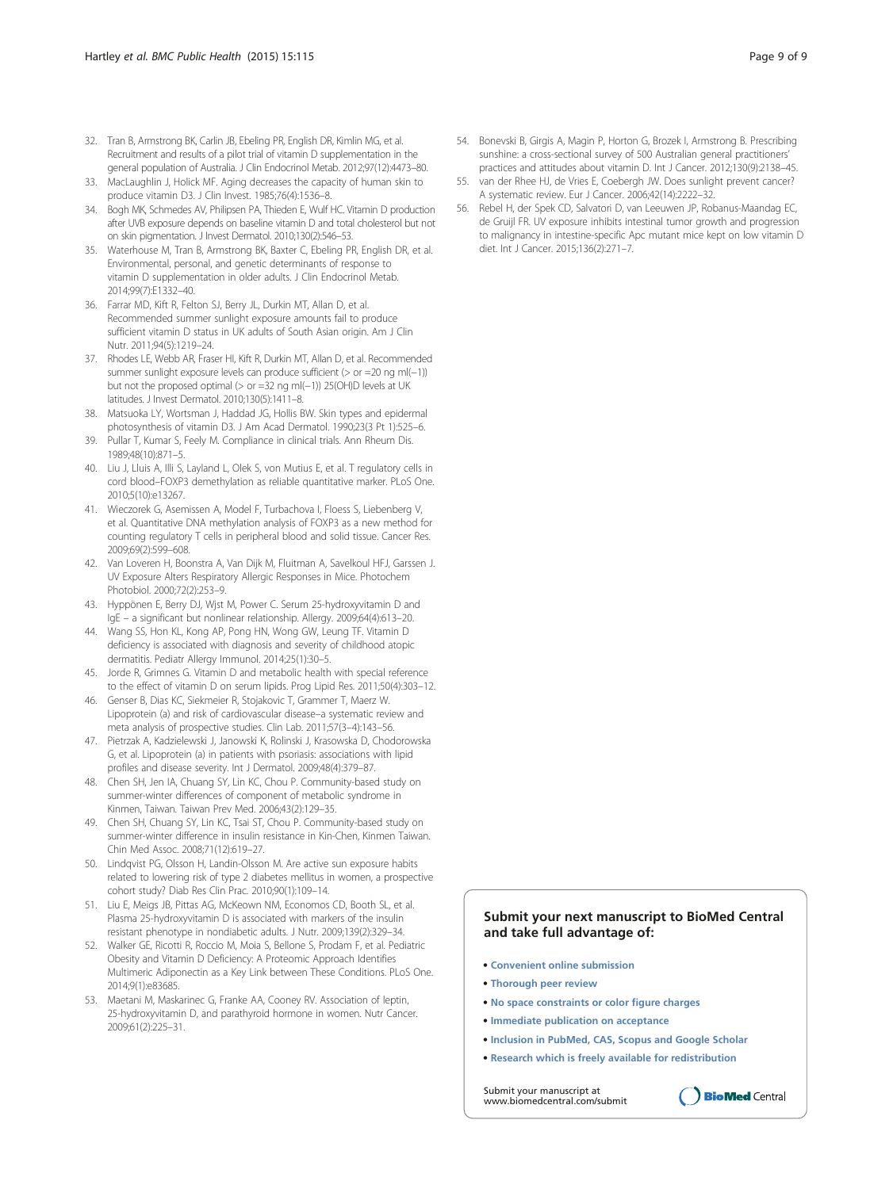32. Tran B, Armstrong BK, Carlin JB, Ebeling PR, English DR, Kimlin MG, et al. Recruitment and results of a pilot trial of vitamin D supplementation in the general population of Australia. J Clin Endocrinol Metab. 2012;97(12):4473–80.
33. MacLaughlin J, Holick MF. Aging decreases the capacity of human skin to produce vitamin D3. J Clin Invest. 1985;76(4):1536–8.
34. Bogh MK, Schmedes AV, Philipsen PA, Thieden E, Wulf HC. Vitamin D production after UVB exposure depends on baseline vitamin D and total cholesterol but not on skin pigmentation. J Invest Dermatol. 2010;130(2):546–53.
35. Waterhouse M, Tran B, Armstrong BK, Baxter C, Ebeling PR, English DR, et al. Environmental, personal, and genetic determinants of response to vitamin D supplementation in older adults. J Clin Endocrinol Metab. 2014;99(7):E1332–40.
36. Farrar MD, Kift R, Felton SJ, Berry JL, Durkin MT, Allan D, et al. Recommended summer sunlight exposure amounts fail to produce sufficient vitamin D status in UK adults of South Asian origin. Am J Clin Nutr. 2011;94(5):1219–24.
37. Rhodes LE, Webb AR, Fraser HI, Kift R, Durkin MT, Allan D, et al. Recommended summer sunlight exposure levels can produce sufficient (> or =20 ng ml(−1)) but not the proposed optimal (> or =32 ng ml(−1)) 25(OH)D levels at UK latitudes. J Invest Dermatol. 2010;130(5):1411–8.
38. Matsuoka LY, Wortsman J, Haddad JG, Hollis BW. Skin types and epidermal photosynthesis of vitamin D3. J Am Acad Dermatol. 1990;23(3 Pt 1):525–6.
39. Pullar T, Kumar S, Feely M. Compliance in clinical trials. Ann Rheum Dis. 1989;48(10):871–5.
40. Liu J, Lluis A, Illi S, Layland L, Olek S, von Mutius E, et al. T regulatory cells in cord blood–FOXP3 demethylation as reliable quantitative marker. PLoS One. 2010;5(10):e13267.
41. Wieczorek G, Asemissen A, Model F, Turbachova I, Floess S, Liebenberg V, et al. Quantitative DNA methylation analysis of FOXP3 as a new method for counting regulatory T cells in peripheral blood and solid tissue. Cancer Res. 2009;69(2):599–608.
42. Van Loveren H, Boonstra A, Van Dijk M, Fluitman A, Savelkoul HFJ, Garssen J. UV Exposure Alters Respiratory Allergic Responses in Mice. Photochem Photobiol. 2000;72(2):253–9.
43. Hyppönen E, Berry DJ, Wjst M, Power C. Serum 25-hydroxyvitamin D and IgE – a significant but nonlinear relationship. Allergy. 2009;64(4):613–20.
44. Wang SS, Hon KL, Kong AP, Pong HN, Wong GW, Leung TF. Vitamin D deficiency is associated with diagnosis and severity of childhood atopic dermatitis. Pediatr Allergy Immunol. 2014;25(1):30–5.
45. Jorde R, Grimnes G. Vitamin D and metabolic health with special reference to the effect of vitamin D on serum lipids. Prog Lipid Res. 2011;50(4):303–12.
46. Genser B, Dias KC, Siekmeier R, Stojakovic T, Grammer T, Maerz W. Lipoprotein (a) and risk of cardiovascular disease–a systematic review and meta analysis of prospective studies. Clin Lab. 2011;57(3–4):143–56.
47. Pietrzak A, Kadzielewski J, Janowski K, Rolinski J, Krasowska D, Chodorowska G, et al. Lipoprotein (a) in patients with psoriasis: associations with lipid profiles and disease severity. Int J Dermatol. 2009;48(4):379–87.
48. Chen SH, Jen IA, Chuang SY, Lin KC, Chou P. Community-based study on summer-winter differences of component of metabolic syndrome in Kinmen, Taiwan. Taiwan Prev Med. 2006;43(2):129–35.
49. Chen SH, Chuang SY, Lin KC, Tsai ST, Chou P. Community-based study on summer-winter difference in insulin resistance in Kin-Chen, Kinmen Taiwan. Chin Med Assoc. 2008;71(12):619–27.
50. Lindqvist PG, Olsson H, Landin-Olsson M. Are active sun exposure habits related to lowering risk of type 2 diabetes mellitus in women, a prospective cohort study? Diab Res Clin Prac. 2010;90(1):109–14.
51. Liu E, Meigs JB, Pittas AG, McKeown NM, Economos CD, Booth SL, et al. Plasma 25-hydroxyvitamin D is associated with markers of the insulin resistant phenotype in nondiabetic adults. J Nutr. 2009;139(2):329–34.
52. Walker GE, Ricotti R, Roccio M, Moia S, Bellone S, Prodam F, et al. Pediatric Obesity and Vitamin D Deficiency: A Proteomic Approach Identifies Multimeric Adiponectin as a Key Link between These Conditions. PLoS One. 2014;9(1):e83685.
53. Maetani M, Maskarinec G, Franke AA, Cooney RV. Association of leptin, 25-hydroxyvitamin D, and parathyroid hormone in women. Nutr Cancer. 2009;61(2):225–31.
54. Bonevski B, Girgis A, Magin P, Horton G, Brozek I, Armstrong B. Prescribing sunshine: a cross-sectional survey of 500 Australian general practitioners' practices and attitudes about vitamin D. Int J Cancer. 2012;130(9):2138–45.
55. van der Rhee HJ, de Vries E, Coebergh JW. Does sunlight prevent cancer? A systematic review. Eur J Cancer. 2006;42(14):2222–32.
56. Rebel H, der Spek CD, Salvatori D, van Leeuwen JP, Robanus-Maandag EC, de Gruijl FR. UV exposure inhibits intestinal tumor growth and progression to malignancy in intestine-specific Apc mutant mice kept on low vitamin D diet. Int J Cancer. 2015;136(2):271–7.

**Submit your next manuscript to BioMed Central and take full advantage of:**

- **Convenient online submission**
- **Thorough peer review**
- **No space constraints or color figure charges**
- **Immediate publication on acceptance**
- **Inclusion in PubMed, CAS, Scopus and Google Scholar**
- **Research which is freely available for redistribution**

Submit your manuscript at
www.biomedcentral.com/submit

BioMed Central